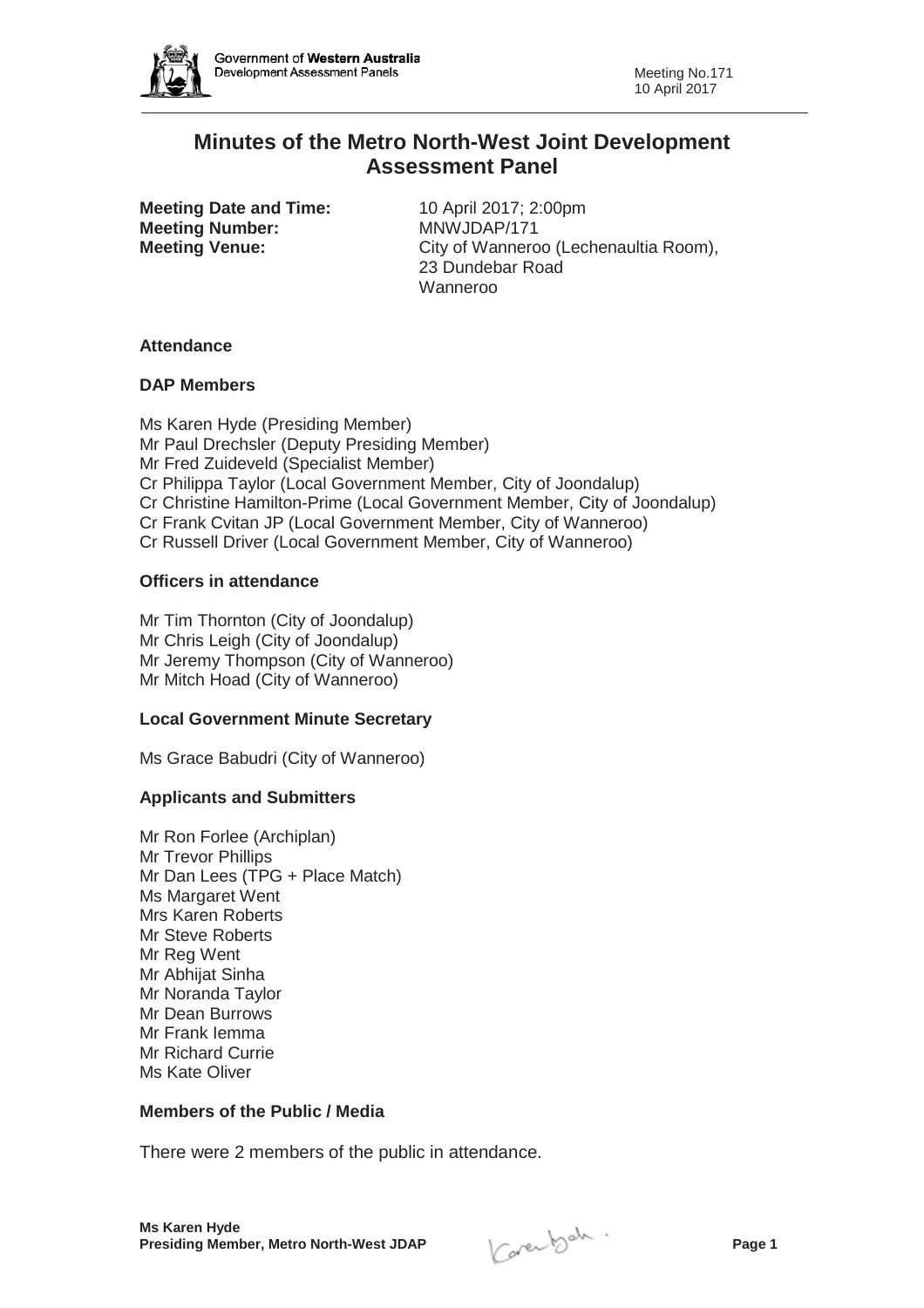# Minutes of the Metro North-West Joint Development Assessment Panel

**Meeting Date and Time:** 10 April 2017; 2:00pm
**Meeting Number:** MNWJDAP/171
**Meeting Venue:** City of Wanneroo (Lechenaultia Room), 23 Dundebar Road Wanneroo

### Attendance

### DAP Members

Ms Karen Hyde (Presiding Member)
Mr Paul Drechsler (Deputy Presiding Member)
Mr Fred Zuideveld (Specialist Member)
Cr Philippa Taylor (Local Government Member, City of Joondalup)
Cr Christine Hamilton-Prime (Local Government Member, City of Joondalup)
Cr Frank Cvitan JP (Local Government Member, City of Wanneroo)
Cr Russell Driver (Local Government Member, City of Wanneroo)

### Officers in attendance

Mr Tim Thornton (City of Joondalup)
Mr Chris Leigh (City of Joondalup)
Mr Jeremy Thompson (City of Wanneroo)
Mr Mitch Hoad (City of Wanneroo)

### Local Government Minute Secretary

Ms Grace Babudri (City of Wanneroo)

### Applicants and Submitters

Mr Ron Forlee (Archiplan)
Mr Trevor Phillips
Mr Dan Lees (TPG + Place Match)
Ms Margaret Went
Mrs Karen Roberts
Mr Steve Roberts
Mr Reg Went
Mr Abhijat Sinha
Mr Noranda Taylor
Mr Dean Burrows
Mr Frank Iemma
Mr Richard Currie
Ms Kate Oliver

### Members of the Public / Media

There were 2 members of the public in attendance.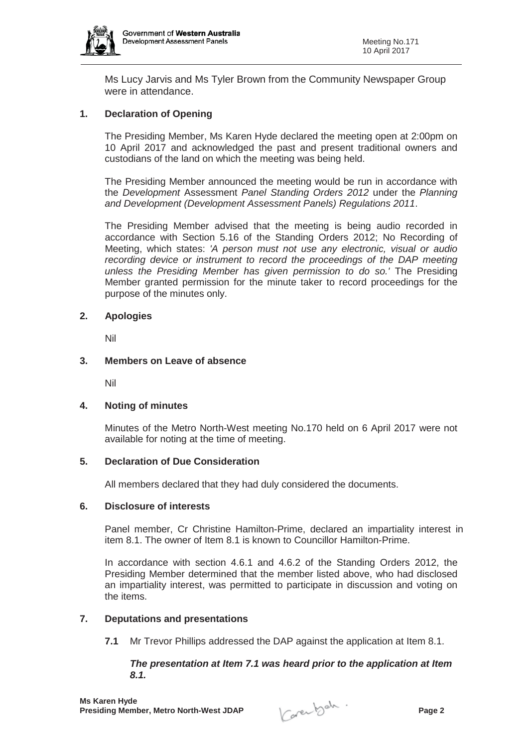Ms Lucy Jarvis and Ms Tyler Brown from the Community Newspaper Group were in attendance.

## 1. Declaration of Opening

The Presiding Member, Ms Karen Hyde declared the meeting open at 2:00pm on 10 April 2017 and acknowledged the past and present traditional owners and custodians of the land on which the meeting was being held.

The Presiding Member announced the meeting would be run in accordance with the *Development* Assessment *Panel Standing Orders 2012* under the *Planning and Development (Development Assessment Panels) Regulations 2011*.

The Presiding Member advised that the meeting is being audio recorded in accordance with Section 5.16 of the Standing Orders 2012; No Recording of Meeting, which states: *'A person must not use any electronic, visual or audio recording device or instrument to record the proceedings of the DAP meeting unless the Presiding Member has given permission to do so.'* The Presiding Member granted permission for the minute taker to record proceedings for the purpose of the minutes only.

## 2. Apologies

Nil

## 3. Members on Leave of absence

Nil

## 4. Noting of minutes

Minutes of the Metro North-West meeting No.170 held on 6 April 2017 were not available for noting at the time of meeting.

## 5. Declaration of Due Consideration

All members declared that they had duly considered the documents.

## 6. Disclosure of interests

Panel member, Cr Christine Hamilton-Prime, declared an impartiality interest in item 8.1. The owner of Item 8.1 is known to Councillor Hamilton-Prime.

In accordance with section 4.6.1 and 4.6.2 of the Standing Orders 2012, the Presiding Member determined that the member listed above, who had disclosed an impartiality interest, was permitted to participate in discussion and voting on the items.

## 7. Deputations and presentations

**7.1** Mr Trevor Phillips addressed the DAP against the application at Item 8.1.

***The presentation at Item 7.1 was heard prior to the application at Item 8.1.***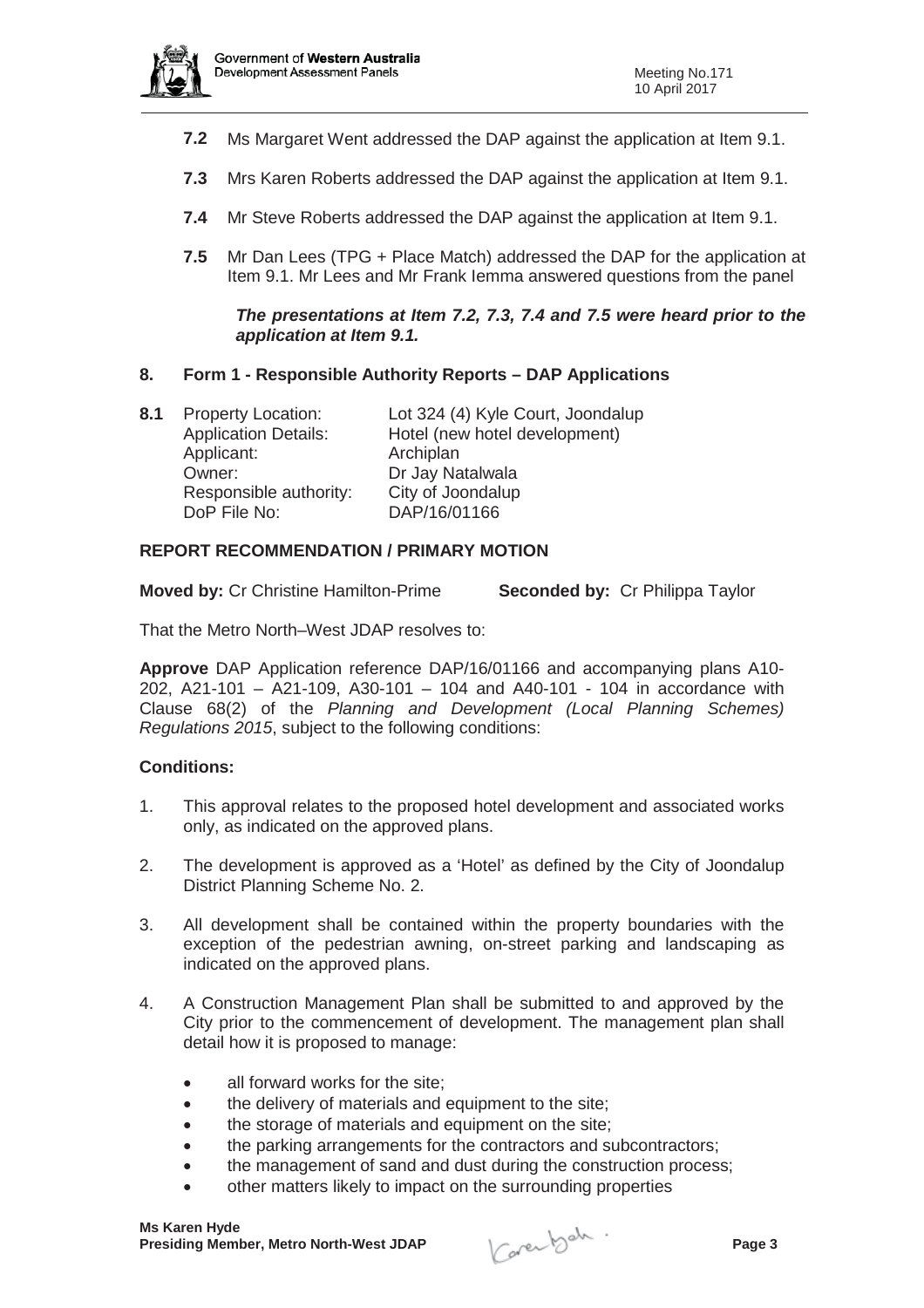**7.2** Ms Margaret Went addressed the DAP against the application at Item 9.1.

**7.3** Mrs Karen Roberts addressed the DAP against the application at Item 9.1.

**7.4** Mr Steve Roberts addressed the DAP against the application at Item 9.1.

**7.5** Mr Dan Lees (TPG + Place Match) addressed the DAP for the application at Item 9.1. Mr Lees and Mr Frank Iemma answered questions from the panel

***The presentations at Item 7.2, 7.3, 7.4 and 7.5 were heard prior to the application at Item 9.1.***

## 8. Form 1 - Responsible Authority Reports – DAP Applications

**8.1** Property Location: Lot 324 (4) Kyle Court, Joondalup
Application Details: Hotel (new hotel development)
Applicant: Archiplan
Owner: Dr Jay Natalwala
Responsible authority: City of Joondalup
DoP File No: DAP/16/01166

### REPORT RECOMMENDATION / PRIMARY MOTION

**Moved by:** Cr Christine Hamilton-Prime **Seconded by:** Cr Philippa Taylor

That the Metro North–West JDAP resolves to:

**Approve** DAP Application reference DAP/16/01166 and accompanying plans A10-202, A21-101 – A21-109, A30-101 – 104 and A40-101 - 104 in accordance with Clause 68(2) of the *Planning and Development (Local Planning Schemes) Regulations 2015*, subject to the following conditions:

### Conditions:

1. This approval relates to the proposed hotel development and associated works only, as indicated on the approved plans.

2. The development is approved as a 'Hotel' as defined by the City of Joondalup District Planning Scheme No. 2.

3. All development shall be contained within the property boundaries with the exception of the pedestrian awning, on-street parking and landscaping as indicated on the approved plans.

4. A Construction Management Plan shall be submitted to and approved by the City prior to the commencement of development. The management plan shall detail how it is proposed to manage:
   - all forward works for the site;
   - the delivery of materials and equipment to the site;
   - the storage of materials and equipment on the site;
   - the parking arrangements for the contractors and subcontractors;
   - the management of sand and dust during the construction process;
   - other matters likely to impact on the surrounding properties

**Ms Karen Hyde**
**Presiding Member, Metro North-West JDAP**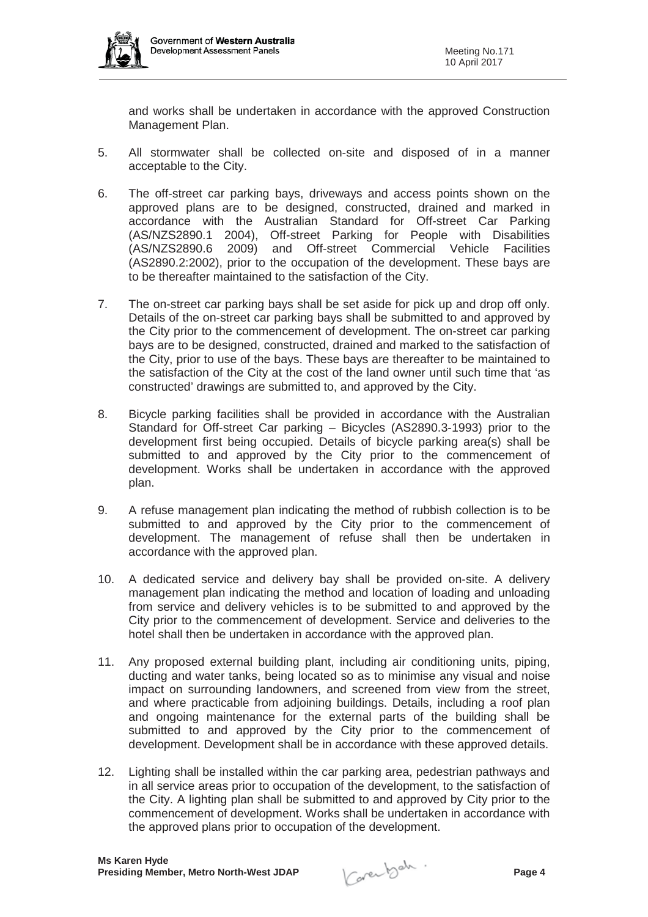and works shall be undertaken in accordance with the approved Construction Management Plan.

5. All stormwater shall be collected on-site and disposed of in a manner acceptable to the City.

6. The off-street car parking bays, driveways and access points shown on the approved plans are to be designed, constructed, drained and marked in accordance with the Australian Standard for Off-street Car Parking (AS/NZS2890.1 2004), Off-street Parking for People with Disabilities (AS/NZS2890.6 2009) and Off-street Commercial Vehicle Facilities (AS2890.2:2002), prior to the occupation of the development. These bays are to be thereafter maintained to the satisfaction of the City.

7. The on-street car parking bays shall be set aside for pick up and drop off only. Details of the on-street car parking bays shall be submitted to and approved by the City prior to the commencement of development. The on-street car parking bays are to be designed, constructed, drained and marked to the satisfaction of the City, prior to use of the bays. These bays are thereafter to be maintained to the satisfaction of the City at the cost of the land owner until such time that 'as constructed' drawings are submitted to, and approved by the City.

8. Bicycle parking facilities shall be provided in accordance with the Australian Standard for Off-street Car parking – Bicycles (AS2890.3-1993) prior to the development first being occupied. Details of bicycle parking area(s) shall be submitted to and approved by the City prior to the commencement of development. Works shall be undertaken in accordance with the approved plan.

9. A refuse management plan indicating the method of rubbish collection is to be submitted to and approved by the City prior to the commencement of development. The management of refuse shall then be undertaken in accordance with the approved plan.

10. A dedicated service and delivery bay shall be provided on-site. A delivery management plan indicating the method and location of loading and unloading from service and delivery vehicles is to be submitted to and approved by the City prior to the commencement of development. Service and deliveries to the hotel shall then be undertaken in accordance with the approved plan.

11. Any proposed external building plant, including air conditioning units, piping, ducting and water tanks, being located so as to minimise any visual and noise impact on surrounding landowners, and screened from view from the street, and where practicable from adjoining buildings. Details, including a roof plan and ongoing maintenance for the external parts of the building shall be submitted to and approved by the City prior to the commencement of development. Development shall be in accordance with these approved details.

12. Lighting shall be installed within the car parking area, pedestrian pathways and in all service areas prior to occupation of the development, to the satisfaction of the City. A lighting plan shall be submitted to and approved by City prior to the commencement of development. Works shall be undertaken in accordance with the approved plans prior to occupation of the development.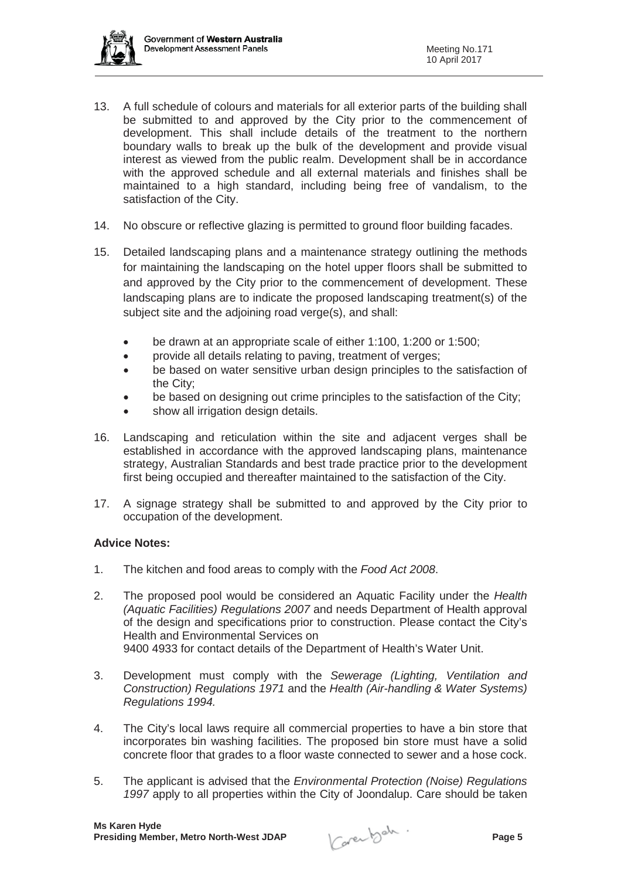13. A full schedule of colours and materials for all exterior parts of the building shall be submitted to and approved by the City prior to the commencement of development. This shall include details of the treatment to the northern boundary walls to break up the bulk of the development and provide visual interest as viewed from the public realm. Development shall be in accordance with the approved schedule and all external materials and finishes shall be maintained to a high standard, including being free of vandalism, to the satisfaction of the City.

14. No obscure or reflective glazing is permitted to ground floor building facades.

15. Detailed landscaping plans and a maintenance strategy outlining the methods for maintaining the landscaping on the hotel upper floors shall be submitted to and approved by the City prior to the commencement of development. These landscaping plans are to indicate the proposed landscaping treatment(s) of the subject site and the adjoining road verge(s), and shall:

    - be drawn at an appropriate scale of either 1:100, 1:200 or 1:500;
    - provide all details relating to paving, treatment of verges;
    - be based on water sensitive urban design principles to the satisfaction of the City;
    - be based on designing out crime principles to the satisfaction of the City;
    - show all irrigation design details.

16. Landscaping and reticulation within the site and adjacent verges shall be established in accordance with the approved landscaping plans, maintenance strategy, Australian Standards and best trade practice prior to the development first being occupied and thereafter maintained to the satisfaction of the City.

17. A signage strategy shall be submitted to and approved by the City prior to occupation of the development.

**Advice Notes:**

1. The kitchen and food areas to comply with the *Food Act 2008*.

2. The proposed pool would be considered an Aquatic Facility under the *Health (Aquatic Facilities) Regulations 2007* and needs Department of Health approval of the design and specifications prior to construction. Please contact the City's Health and Environmental Services on 9400 4933 for contact details of the Department of Health's Water Unit.

3. Development must comply with the *Sewerage (Lighting, Ventilation and Construction) Regulations 1971* and the *Health (Air-handling & Water Systems) Regulations 1994.*

4. The City's local laws require all commercial properties to have a bin store that incorporates bin washing facilities. The proposed bin store must have a solid concrete floor that grades to a floor waste connected to sewer and a hose cock.

5. The applicant is advised that the *Environmental Protection (Noise) Regulations 1997* apply to all properties within the City of Joondalup. Care should be taken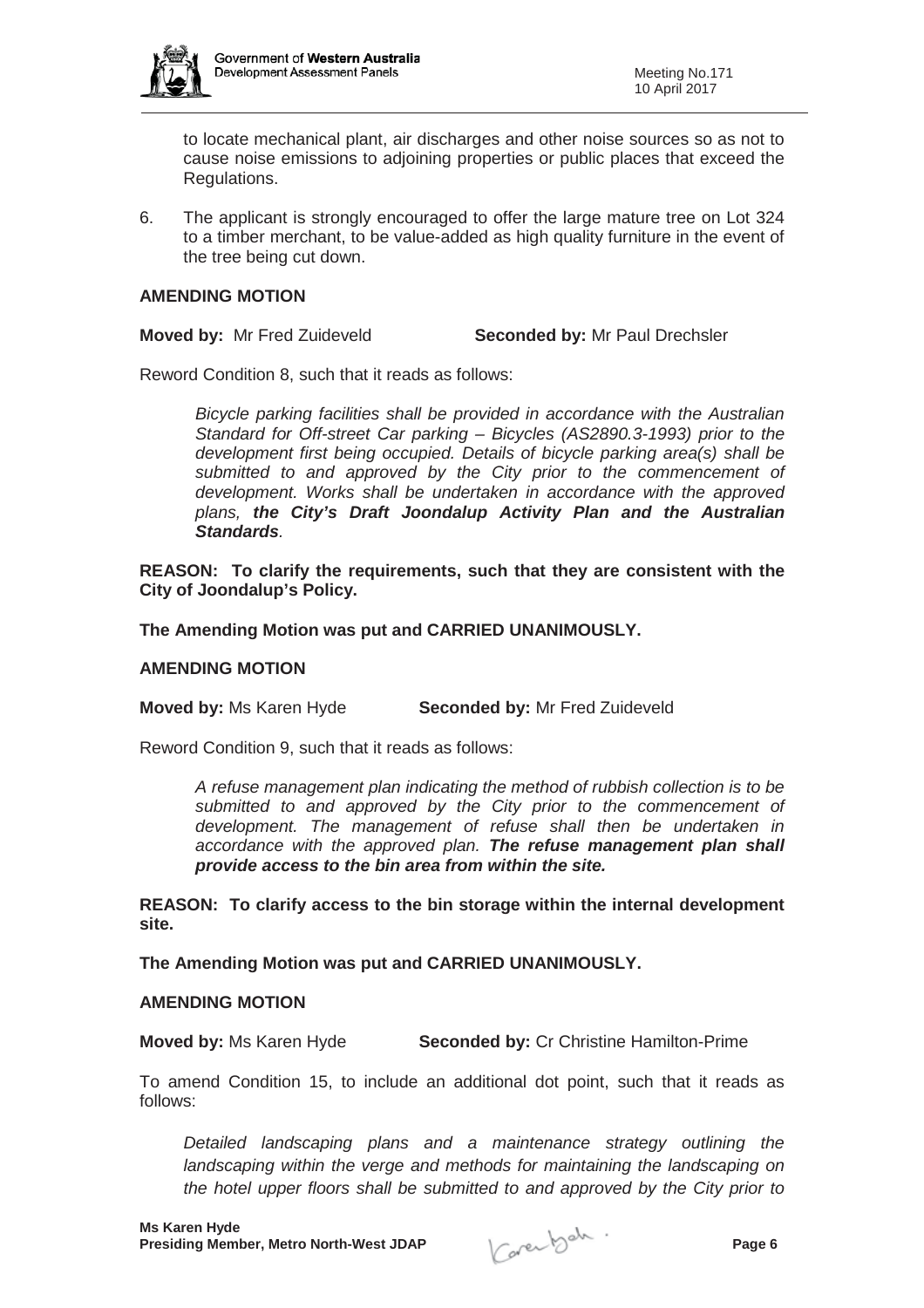to locate mechanical plant, air discharges and other noise sources so as not to cause noise emissions to adjoining properties or public places that exceed the Regulations.

6. The applicant is strongly encouraged to offer the large mature tree on Lot 324 to a timber merchant, to be value-added as high quality furniture in the event of the tree being cut down.

**AMENDING MOTION**

**Moved by:** Mr Fred Zuideveld **Seconded by:** Mr Paul Drechsler

Reword Condition 8, such that it reads as follows:

> *Bicycle parking facilities shall be provided in accordance with the Australian Standard for Off-street Car parking – Bicycles (AS2890.3-1993) prior to the development first being occupied. Details of bicycle parking area(s) shall be submitted to and approved by the City prior to the commencement of development. Works shall be undertaken in accordance with the approved plans,* ***the City's Draft Joondalup Activity Plan and the Australian Standards****.*

**REASON: To clarify the requirements, such that they are consistent with the City of Joondalup's Policy.**

**The Amending Motion was put and CARRIED UNANIMOUSLY.**

**AMENDING MOTION**

**Moved by:** Ms Karen Hyde **Seconded by:** Mr Fred Zuideveld

Reword Condition 9, such that it reads as follows:

> *A refuse management plan indicating the method of rubbish collection is to be submitted to and approved by the City prior to the commencement of development. The management of refuse shall then be undertaken in accordance with the approved plan.* ***The refuse management plan shall provide access to the bin area from within the site.***

**REASON: To clarify access to the bin storage within the internal development site.**

**The Amending Motion was put and CARRIED UNANIMOUSLY.**

**AMENDING MOTION**

**Moved by:** Ms Karen Hyde **Seconded by:** Cr Christine Hamilton-Prime

To amend Condition 15, to include an additional dot point, such that it reads as follows:

> *Detailed landscaping plans and a maintenance strategy outlining the landscaping within the verge and methods for maintaining the landscaping on the hotel upper floors shall be submitted to and approved by the City prior to*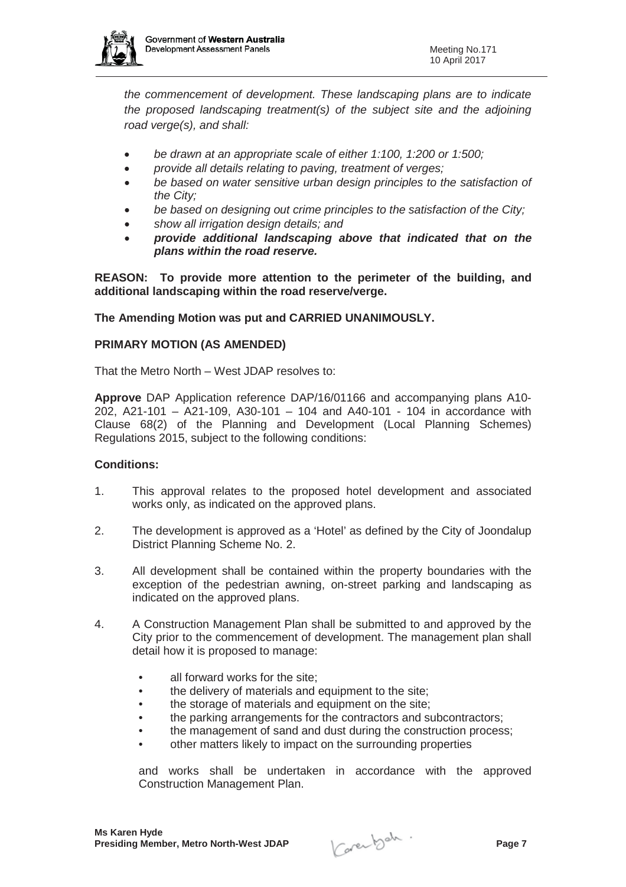*the commencement of development. These landscaping plans are to indicate the proposed landscaping treatment(s) of the subject site and the adjoining road verge(s), and shall:*

- *be drawn at an appropriate scale of either 1:100, 1:200 or 1:500;*
- *provide all details relating to paving, treatment of verges;*
- *be based on water sensitive urban design principles to the satisfaction of the City;*
- *be based on designing out crime principles to the satisfaction of the City;*
- *show all irrigation design details; and*
- ***provide additional landscaping above that indicated that on the plans within the road reserve.***

**REASON: To provide more attention to the perimeter of the building, and additional landscaping within the road reserve/verge.**

**The Amending Motion was put and CARRIED UNANIMOUSLY.**

**PRIMARY MOTION (AS AMENDED)**

That the Metro North – West JDAP resolves to:

**Approve** DAP Application reference DAP/16/01166 and accompanying plans A10-202, A21-101 – A21-109, A30-101 – 104 and A40-101 - 104 in accordance with Clause 68(2) of the Planning and Development (Local Planning Schemes) Regulations 2015, subject to the following conditions:

**Conditions:**

1. This approval relates to the proposed hotel development and associated works only, as indicated on the approved plans.

2. The development is approved as a 'Hotel' as defined by the City of Joondalup District Planning Scheme No. 2.

3. All development shall be contained within the property boundaries with the exception of the pedestrian awning, on-street parking and landscaping as indicated on the approved plans.

4. A Construction Management Plan shall be submitted to and approved by the City prior to the commencement of development. The management plan shall detail how it is proposed to manage:

   - all forward works for the site;
   - the delivery of materials and equipment to the site;
   - the storage of materials and equipment on the site;
   - the parking arrangements for the contractors and subcontractors;
   - the management of sand and dust during the construction process;
   - other matters likely to impact on the surrounding properties

   and works shall be undertaken in accordance with the approved Construction Management Plan.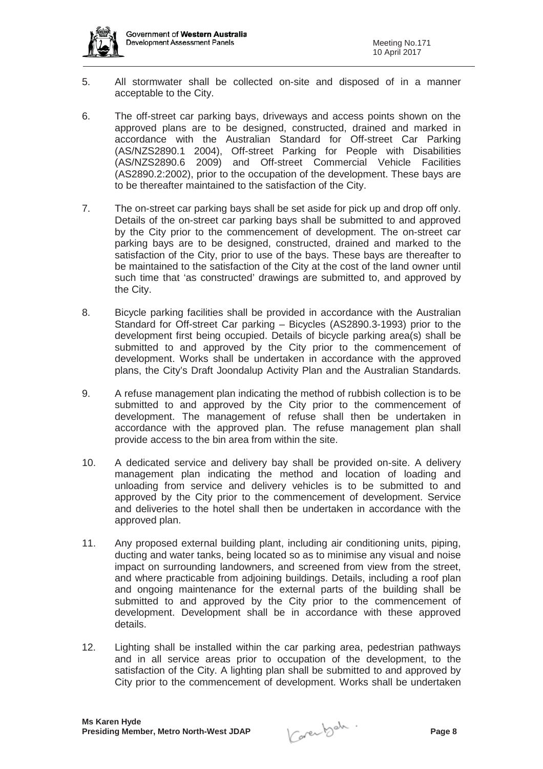5. All stormwater shall be collected on-site and disposed of in a manner acceptable to the City.

6. The off-street car parking bays, driveways and access points shown on the approved plans are to be designed, constructed, drained and marked in accordance with the Australian Standard for Off-street Car Parking (AS/NZS2890.1 2004), Off-street Parking for People with Disabilities (AS/NZS2890.6 2009) and Off-street Commercial Vehicle Facilities (AS2890.2:2002), prior to the occupation of the development. These bays are to be thereafter maintained to the satisfaction of the City.

7. The on-street car parking bays shall be set aside for pick up and drop off only. Details of the on-street car parking bays shall be submitted to and approved by the City prior to the commencement of development. The on-street car parking bays are to be designed, constructed, drained and marked to the satisfaction of the City, prior to use of the bays. These bays are thereafter to be maintained to the satisfaction of the City at the cost of the land owner until such time that 'as constructed' drawings are submitted to, and approved by the City.

8. Bicycle parking facilities shall be provided in accordance with the Australian Standard for Off-street Car parking – Bicycles (AS2890.3-1993) prior to the development first being occupied. Details of bicycle parking area(s) shall be submitted to and approved by the City prior to the commencement of development. Works shall be undertaken in accordance with the approved plans, the City's Draft Joondalup Activity Plan and the Australian Standards.

9. A refuse management plan indicating the method of rubbish collection is to be submitted to and approved by the City prior to the commencement of development. The management of refuse shall then be undertaken in accordance with the approved plan. The refuse management plan shall provide access to the bin area from within the site.

10. A dedicated service and delivery bay shall be provided on-site. A delivery management plan indicating the method and location of loading and unloading from service and delivery vehicles is to be submitted to and approved by the City prior to the commencement of development. Service and deliveries to the hotel shall then be undertaken in accordance with the approved plan.

11. Any proposed external building plant, including air conditioning units, piping, ducting and water tanks, being located so as to minimise any visual and noise impact on surrounding landowners, and screened from view from the street, and where practicable from adjoining buildings. Details, including a roof plan and ongoing maintenance for the external parts of the building shall be submitted to and approved by the City prior to the commencement of development. Development shall be in accordance with these approved details.

12. Lighting shall be installed within the car parking area, pedestrian pathways and in all service areas prior to occupation of the development, to the satisfaction of the City. A lighting plan shall be submitted to and approved by City prior to the commencement of development. Works shall be undertaken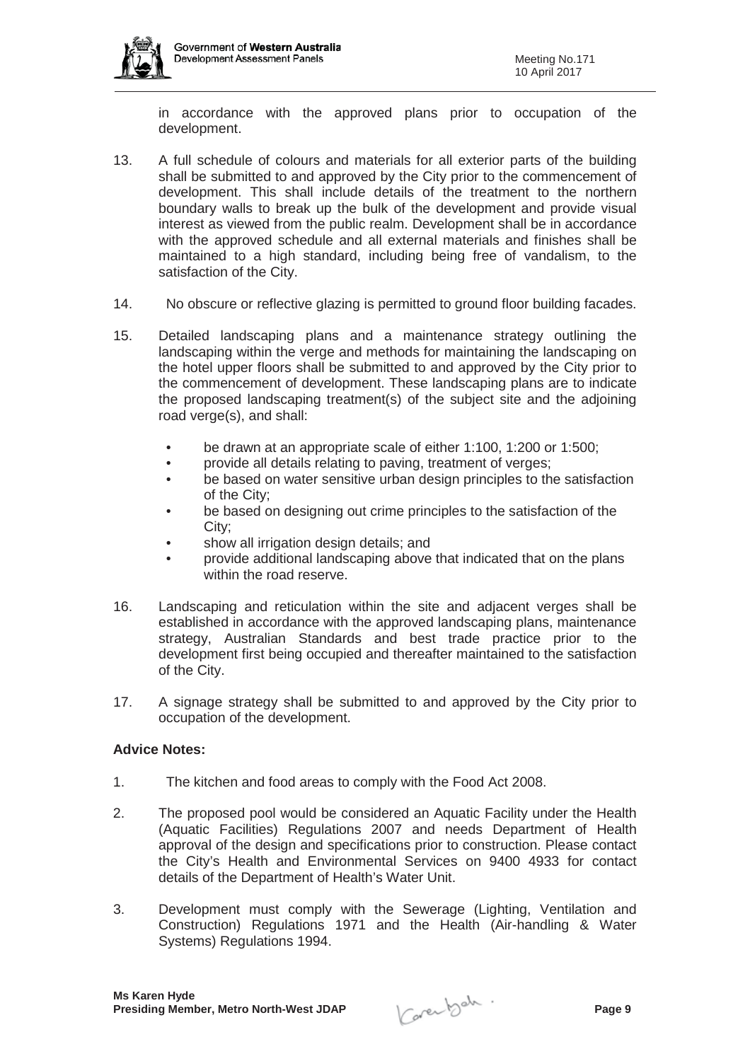in accordance with the approved plans prior to occupation of the development.

13. A full schedule of colours and materials for all exterior parts of the building shall be submitted to and approved by the City prior to the commencement of development. This shall include details of the treatment to the northern boundary walls to break up the bulk of the development and provide visual interest as viewed from the public realm. Development shall be in accordance with the approved schedule and all external materials and finishes shall be maintained to a high standard, including being free of vandalism, to the satisfaction of the City.

14. No obscure or reflective glazing is permitted to ground floor building facades.

15. Detailed landscaping plans and a maintenance strategy outlining the landscaping within the verge and methods for maintaining the landscaping on the hotel upper floors shall be submitted to and approved by the City prior to the commencement of development. These landscaping plans are to indicate the proposed landscaping treatment(s) of the subject site and the adjoining road verge(s), and shall:

    - be drawn at an appropriate scale of either 1:100, 1:200 or 1:500;
    - provide all details relating to paving, treatment of verges;
    - be based on water sensitive urban design principles to the satisfaction of the City;
    - be based on designing out crime principles to the satisfaction of the City;
    - show all irrigation design details; and
    - provide additional landscaping above that indicated that on the plans within the road reserve.

16. Landscaping and reticulation within the site and adjacent verges shall be established in accordance with the approved landscaping plans, maintenance strategy, Australian Standards and best trade practice prior to the development first being occupied and thereafter maintained to the satisfaction of the City.

17. A signage strategy shall be submitted to and approved by the City prior to occupation of the development.

**Advice Notes:**

1. The kitchen and food areas to comply with the Food Act 2008.

2. The proposed pool would be considered an Aquatic Facility under the Health (Aquatic Facilities) Regulations 2007 and needs Department of Health approval of the design and specifications prior to construction. Please contact the City's Health and Environmental Services on 9400 4933 for contact details of the Department of Health's Water Unit.

3. Development must comply with the Sewerage (Lighting, Ventilation and Construction) Regulations 1971 and the Health (Air-handling & Water Systems) Regulations 1994.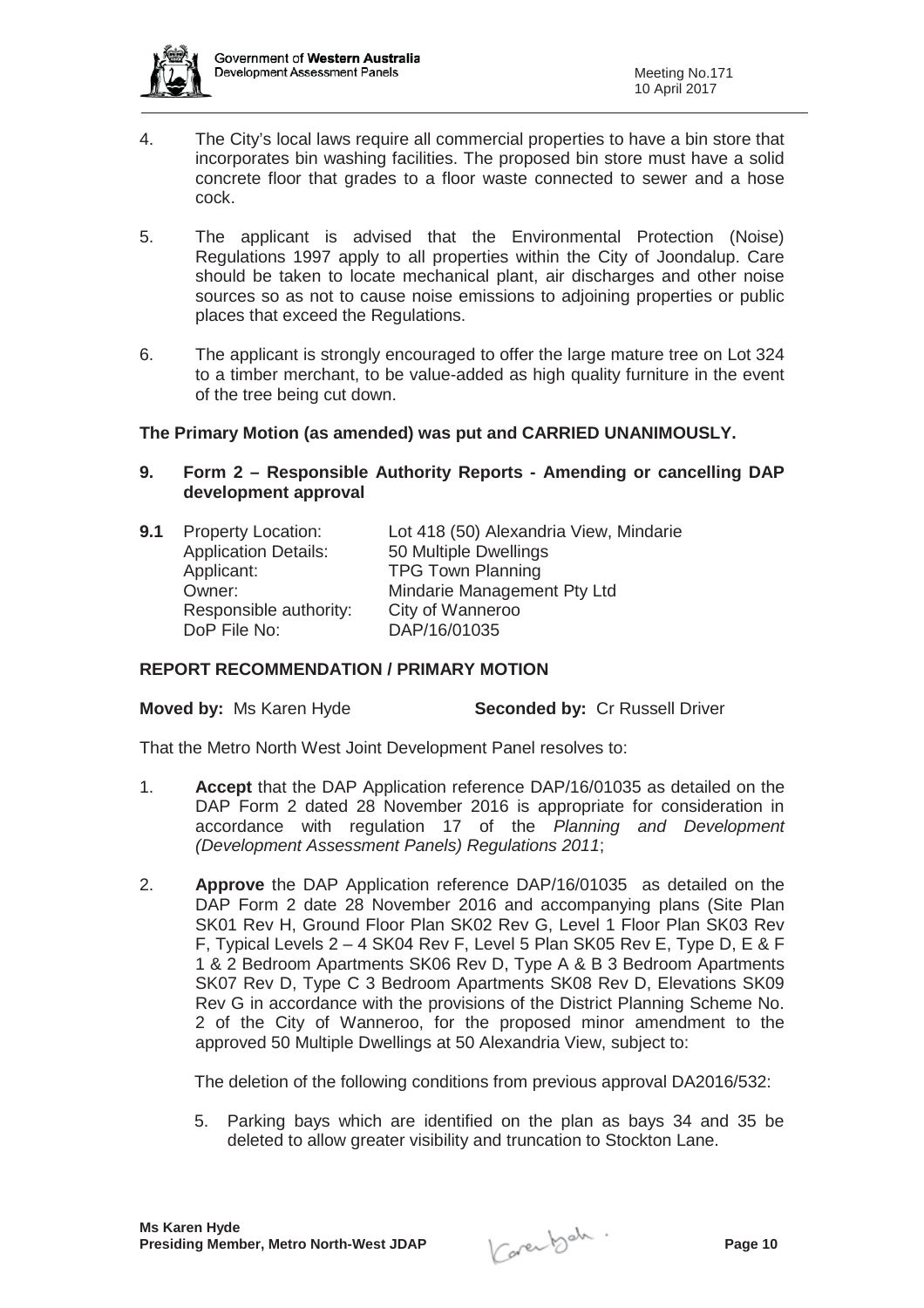4. The City's local laws require all commercial properties to have a bin store that incorporates bin washing facilities. The proposed bin store must have a solid concrete floor that grades to a floor waste connected to sewer and a hose cock.

5. The applicant is advised that the Environmental Protection (Noise) Regulations 1997 apply to all properties within the City of Joondalup. Care should be taken to locate mechanical plant, air discharges and other noise sources so as not to cause noise emissions to adjoining properties or public places that exceed the Regulations.

6. The applicant is strongly encouraged to offer the large mature tree on Lot 324 to a timber merchant, to be value-added as high quality furniture in the event of the tree being cut down.

**The Primary Motion (as amended) was put and CARRIED UNANIMOUSLY.**

## 9. Form 2 – Responsible Authority Reports - Amending or cancelling DAP development approval

**9.1** Property Location: Lot 418 (50) Alexandria View, Mindarie
Application Details: 50 Multiple Dwellings
Applicant: TPG Town Planning
Owner: Mindarie Management Pty Ltd
Responsible authority: City of Wanneroo
DoP File No: DAP/16/01035

### REPORT RECOMMENDATION / PRIMARY MOTION

**Moved by:** Ms Karen Hyde **Seconded by:** Cr Russell Driver

That the Metro North West Joint Development Panel resolves to:

1. **Accept** that the DAP Application reference DAP/16/01035 as detailed on the DAP Form 2 dated 28 November 2016 is appropriate for consideration in accordance with regulation 17 of the *Planning and Development (Development Assessment Panels) Regulations 2011*;

2. **Approve** the DAP Application reference DAP/16/01035 as detailed on the DAP Form 2 date 28 November 2016 and accompanying plans (Site Plan SK01 Rev H, Ground Floor Plan SK02 Rev G, Level 1 Floor Plan SK03 Rev F, Typical Levels 2 – 4 SK04 Rev F, Level 5 Plan SK05 Rev E, Type D, E & F 1 & 2 Bedroom Apartments SK06 Rev D, Type A & B 3 Bedroom Apartments SK07 Rev D, Type C 3 Bedroom Apartments SK08 Rev D, Elevations SK09 Rev G in accordance with the provisions of the District Planning Scheme No. 2 of the City of Wanneroo, for the proposed minor amendment to the approved 50 Multiple Dwellings at 50 Alexandria View, subject to:

   The deletion of the following conditions from previous approval DA2016/532:

   5. Parking bays which are identified on the plan as bays 34 and 35 be deleted to allow greater visibility and truncation to Stockton Lane.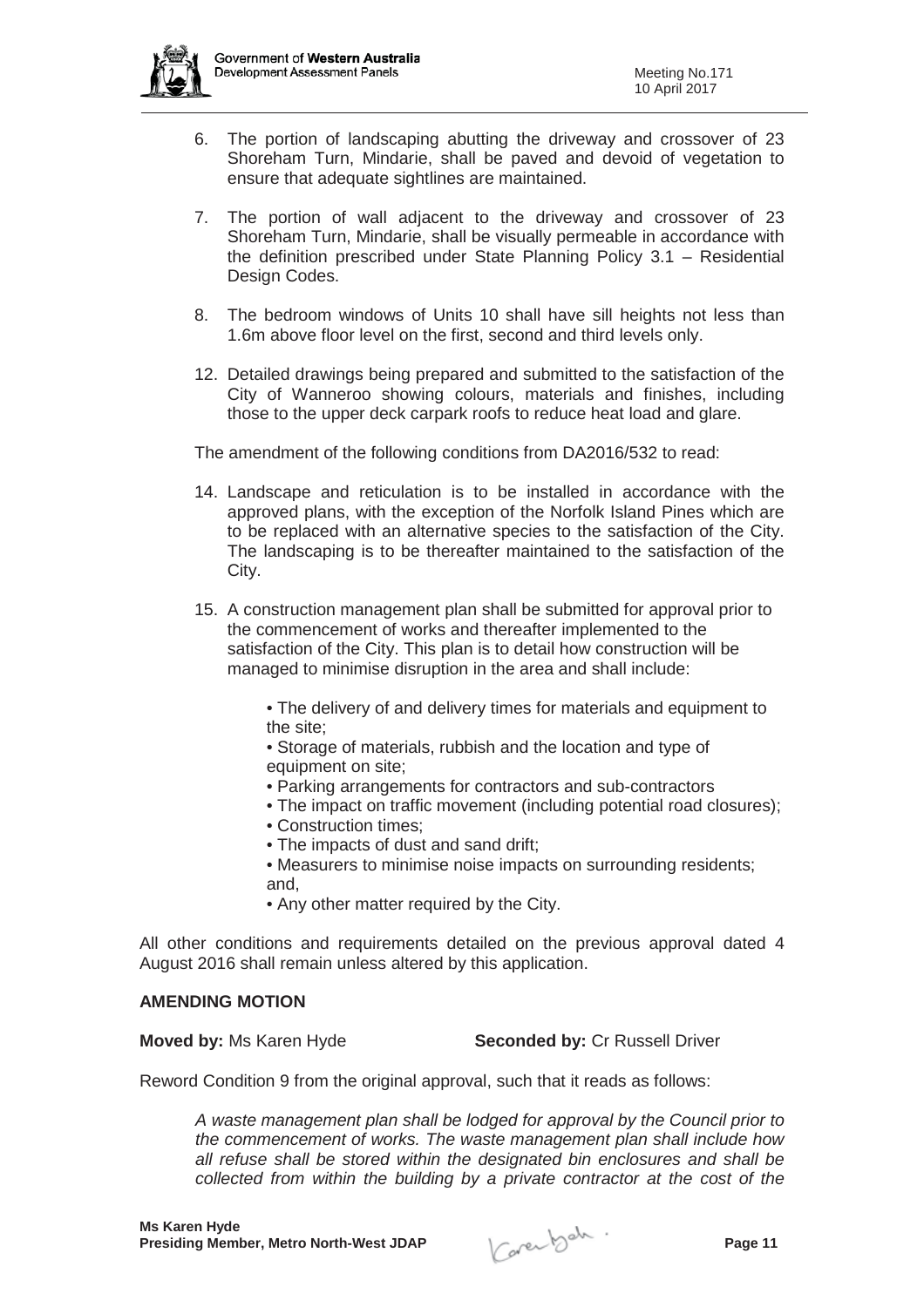6. The portion of landscaping abutting the driveway and crossover of 23 Shoreham Turn, Mindarie, shall be paved and devoid of vegetation to ensure that adequate sightlines are maintained.

7. The portion of wall adjacent to the driveway and crossover of 23 Shoreham Turn, Mindarie, shall be visually permeable in accordance with the definition prescribed under State Planning Policy 3.1 – Residential Design Codes.

8. The bedroom windows of Units 10 shall have sill heights not less than 1.6m above floor level on the first, second and third levels only.

12. Detailed drawings being prepared and submitted to the satisfaction of the City of Wanneroo showing colours, materials and finishes, including those to the upper deck carpark roofs to reduce heat load and glare.

The amendment of the following conditions from DA2016/532 to read:

14. Landscape and reticulation is to be installed in accordance with the approved plans, with the exception of the Norfolk Island Pines which are to be replaced with an alternative species to the satisfaction of the City. The landscaping is to be thereafter maintained to the satisfaction of the City.

15. A construction management plan shall be submitted for approval prior to the commencement of works and thereafter implemented to the satisfaction of the City. This plan is to detail how construction will be managed to minimise disruption in the area and shall include:

    • The delivery of and delivery times for materials and equipment to the site;
    • Storage of materials, rubbish and the location and type of equipment on site;
    • Parking arrangements for contractors and sub-contractors
    • The impact on traffic movement (including potential road closures);
    • Construction times;
    • The impacts of dust and sand drift;
    • Measurers to minimise noise impacts on surrounding residents; and,
    • Any other matter required by the City.

All other conditions and requirements detailed on the previous approval dated 4 August 2016 shall remain unless altered by this application.

**AMENDING MOTION**

**Moved by:** Ms Karen Hyde **Seconded by:** Cr Russell Driver

Reword Condition 9 from the original approval, such that it reads as follows:

*A waste management plan shall be lodged for approval by the Council prior to the commencement of works. The waste management plan shall include how all refuse shall be stored within the designated bin enclosures and shall be collected from within the building by a private contractor at the cost of the*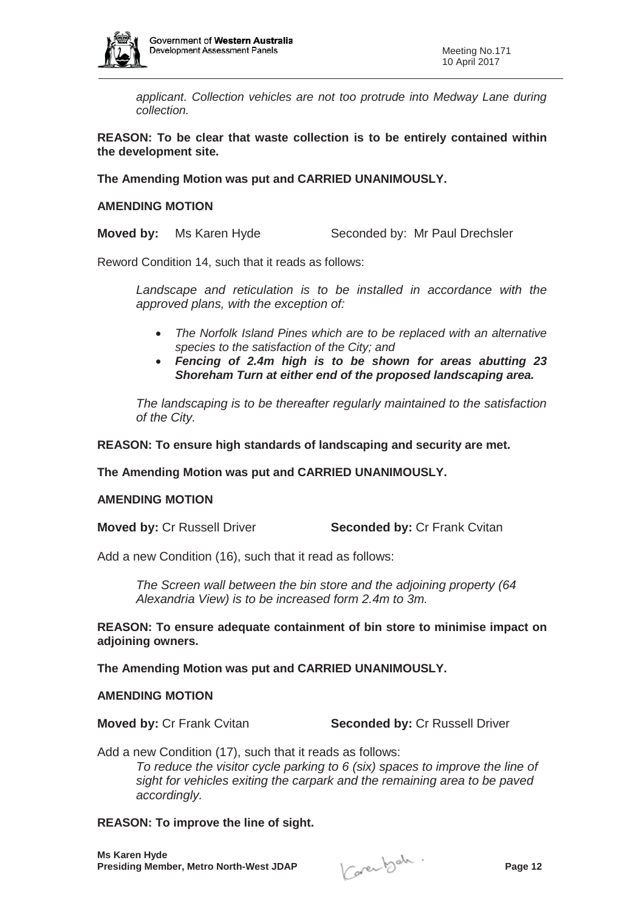*applicant. Collection vehicles are not too protrude into Medway Lane during collection.*

**REASON: To be clear that waste collection is to be entirely contained within the development site.**

**The Amending Motion was put and CARRIED UNANIMOUSLY.**

**AMENDING MOTION**

**Moved by:** Ms Karen Hyde Seconded by: Mr Paul Drechsler

Reword Condition 14, such that it reads as follows:

*Landscape and reticulation is to be installed in accordance with the approved plans, with the exception of:*

- *The Norfolk Island Pines which are to be replaced with an alternative species to the satisfaction of the City; and*
- ***Fencing of 2.4m high is to be shown for areas abutting 23 Shoreham Turn at either end of the proposed landscaping area.***

*The landscaping is to be thereafter regularly maintained to the satisfaction of the City.*

**REASON: To ensure high standards of landscaping and security are met.**

**The Amending Motion was put and CARRIED UNANIMOUSLY.**

**AMENDING MOTION**

**Moved by:** Cr Russell Driver **Seconded by:** Cr Frank Cvitan

Add a new Condition (16), such that it read as follows:

*The Screen wall between the bin store and the adjoining property (64 Alexandria View) is to be increased form 2.4m to 3m.*

**REASON: To ensure adequate containment of bin store to minimise impact on adjoining owners.**

**The Amending Motion was put and CARRIED UNANIMOUSLY.**

**AMENDING MOTION**

**Moved by:** Cr Frank Cvitan **Seconded by:** Cr Russell Driver

Add a new Condition (17), such that it reads as follows:

*To reduce the visitor cycle parking to 6 (six) spaces to improve the line of sight for vehicles exiting the carpark and the remaining area to be paved accordingly.*

**REASON: To improve the line of sight.**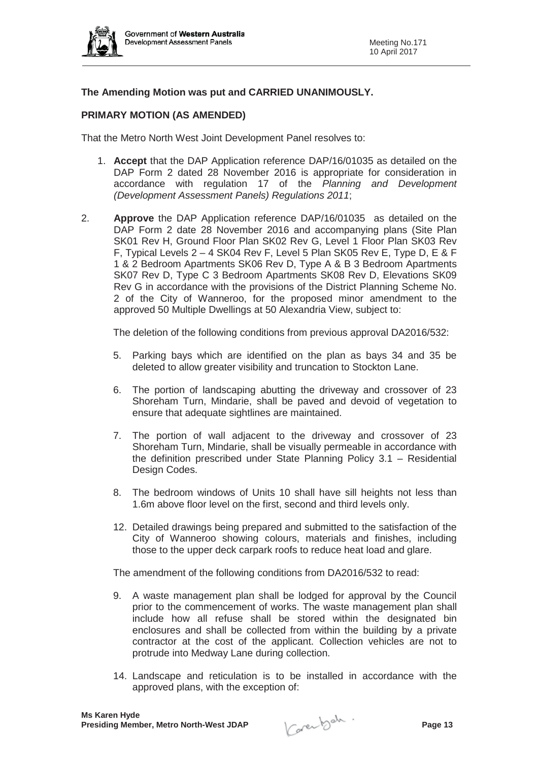**The Amending Motion was put and CARRIED UNANIMOUSLY.**

**PRIMARY MOTION (AS AMENDED)**

That the Metro North West Joint Development Panel resolves to:

1. **Accept** that the DAP Application reference DAP/16/01035 as detailed on the DAP Form 2 dated 28 November 2016 is appropriate for consideration in accordance with regulation 17 of the *Planning and Development (Development Assessment Panels) Regulations 2011*;

2. **Approve** the DAP Application reference DAP/16/01035 as detailed on the DAP Form 2 date 28 November 2016 and accompanying plans (Site Plan SK01 Rev H, Ground Floor Plan SK02 Rev G, Level 1 Floor Plan SK03 Rev F, Typical Levels 2 – 4 SK04 Rev F, Level 5 Plan SK05 Rev E, Type D, E & F 1 & 2 Bedroom Apartments SK06 Rev D, Type A & B 3 Bedroom Apartments SK07 Rev D, Type C 3 Bedroom Apartments SK08 Rev D, Elevations SK09 Rev G in accordance with the provisions of the District Planning Scheme No. 2 of the City of Wanneroo, for the proposed minor amendment to the approved 50 Multiple Dwellings at 50 Alexandria View, subject to:

   The deletion of the following conditions from previous approval DA2016/532:

   5. Parking bays which are identified on the plan as bays 34 and 35 be deleted to allow greater visibility and truncation to Stockton Lane.

   6. The portion of landscaping abutting the driveway and crossover of 23 Shoreham Turn, Mindarie, shall be paved and devoid of vegetation to ensure that adequate sightlines are maintained.

   7. The portion of wall adjacent to the driveway and crossover of 23 Shoreham Turn, Mindarie, shall be visually permeable in accordance with the definition prescribed under State Planning Policy 3.1 – Residential Design Codes.

   8. The bedroom windows of Units 10 shall have sill heights not less than 1.6m above floor level on the first, second and third levels only.

   12. Detailed drawings being prepared and submitted to the satisfaction of the City of Wanneroo showing colours, materials and finishes, including those to the upper deck carpark roofs to reduce heat load and glare.

   The amendment of the following conditions from DA2016/532 to read:

   9. A waste management plan shall be lodged for approval by the Council prior to the commencement of works. The waste management plan shall include how all refuse shall be stored within the designated bin enclosures and shall be collected from within the building by a private contractor at the cost of the applicant. Collection vehicles are not to protrude into Medway Lane during collection.

   14. Landscape and reticulation is to be installed in accordance with the approved plans, with the exception of: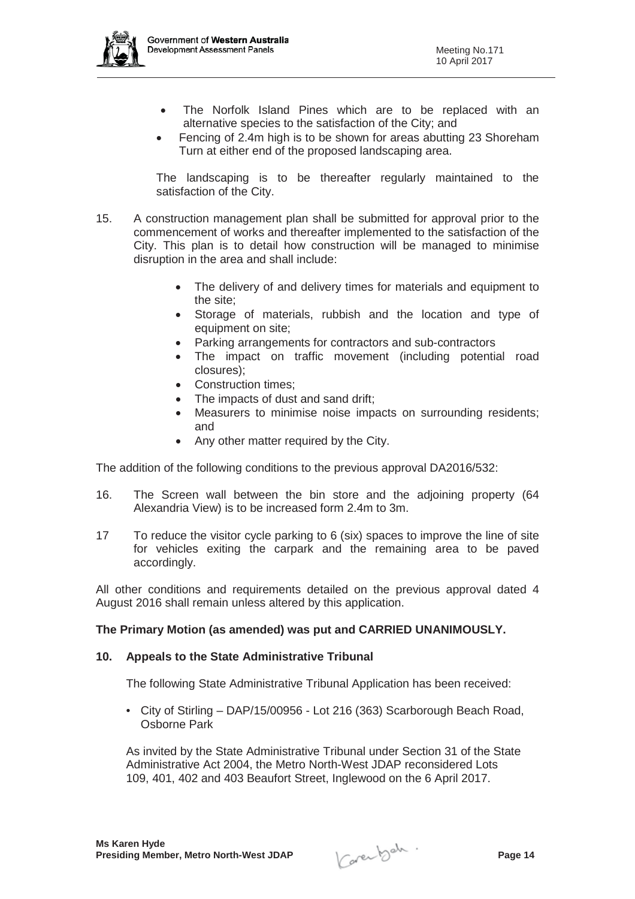- The Norfolk Island Pines which are to be replaced with an alternative species to the satisfaction of the City; and
- Fencing of 2.4m high is to be shown for areas abutting 23 Shoreham Turn at either end of the proposed landscaping area.

The landscaping is to be thereafter regularly maintained to the satisfaction of the City.

15. A construction management plan shall be submitted for approval prior to the commencement of works and thereafter implemented to the satisfaction of the City. This plan is to detail how construction will be managed to minimise disruption in the area and shall include:

    - The delivery of and delivery times for materials and equipment to the site;
    - Storage of materials, rubbish and the location and type of equipment on site;
    - Parking arrangements for contractors and sub-contractors
    - The impact on traffic movement (including potential road closures);
    - Construction times;
    - The impacts of dust and sand drift;
    - Measurers to minimise noise impacts on surrounding residents; and
    - Any other matter required by the City.

The addition of the following conditions to the previous approval DA2016/532:

16. The Screen wall between the bin store and the adjoining property (64 Alexandria View) is to be increased form 2.4m to 3m.

17 To reduce the visitor cycle parking to 6 (six) spaces to improve the line of site for vehicles exiting the carpark and the remaining area to be paved accordingly.

All other conditions and requirements detailed on the previous approval dated 4 August 2016 shall remain unless altered by this application.

**The Primary Motion (as amended) was put and CARRIED UNANIMOUSLY.**

## 10. Appeals to the State Administrative Tribunal

The following State Administrative Tribunal Application has been received:

- City of Stirling – DAP/15/00956 - Lot 216 (363) Scarborough Beach Road, Osborne Park

As invited by the State Administrative Tribunal under Section 31 of the State Administrative Act 2004, the Metro North-West JDAP reconsidered Lots 109, 401, 402 and 403 Beaufort Street, Inglewood on the 6 April 2017.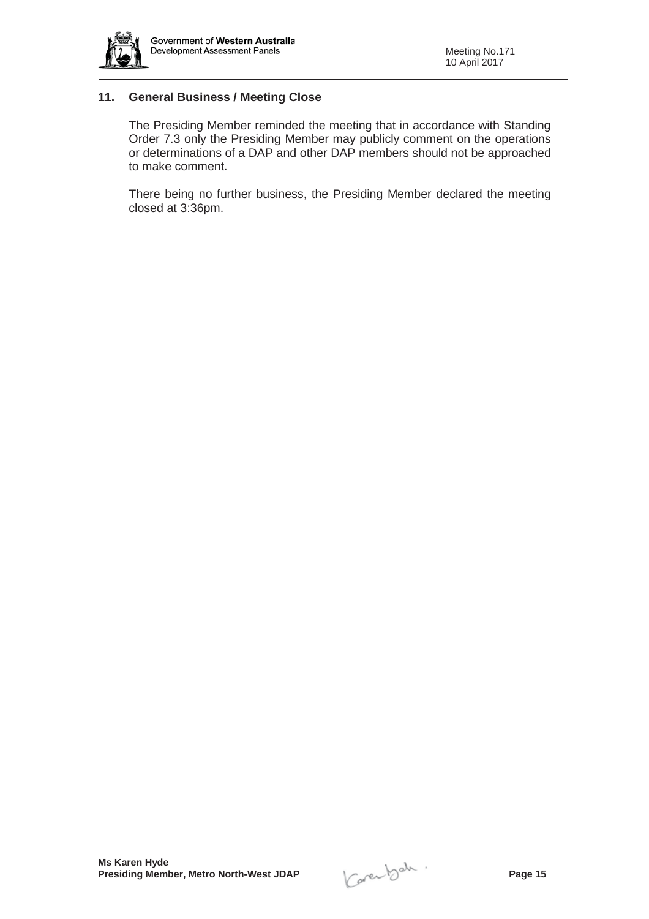## 11. General Business / Meeting Close

The Presiding Member reminded the meeting that in accordance with Standing Order 7.3 only the Presiding Member may publicly comment on the operations or determinations of a DAP and other DAP members should not be approached to make comment.

There being no further business, the Presiding Member declared the meeting closed at 3:36pm.